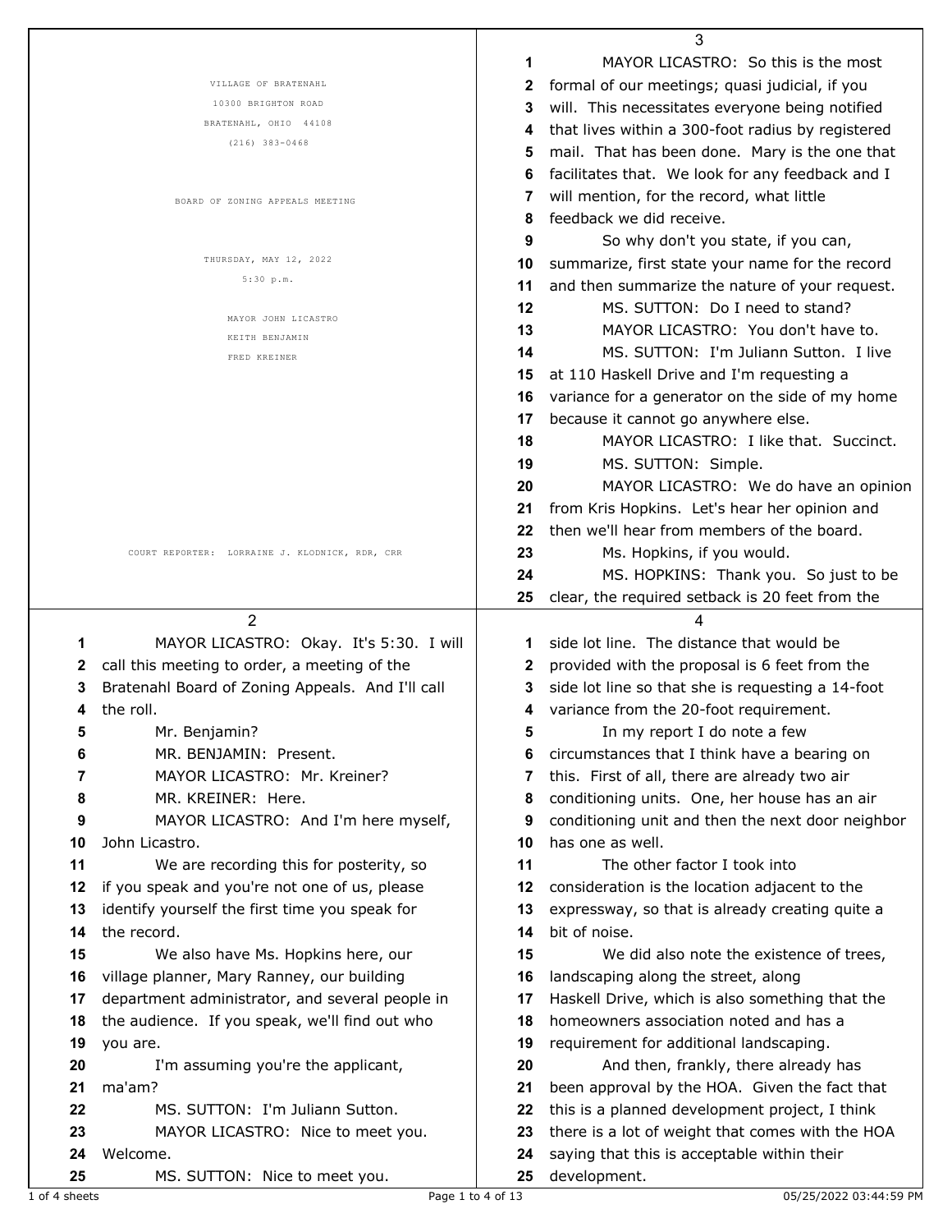VILLAGE OF BRATENAHL
10300 BRIGHTON ROAD
BRATENAHL, OHIO 44108
(216) 383-0468

BOARD OF ZONING APPEALS MEETING

THURSDAY, MAY 12, 2022
5:30 p.m.

MAYOR JOHN LICASTRO
KEITH BENJAMIN
FRED KREINER

COURT REPORTER: LORRAINE J. KLODNICK, RDR, CRR

---

MAYOR LICASTRO: Okay. It's 5:30. I will call this meeting to order, a meeting of the Bratenahl Board of Zoning Appeals. And I'll call the roll.

Mr. Benjamin?

MR. BENJAMIN: Present.

MAYOR LICASTRO: Mr. Kreiner?

MR. KREINER: Here.

MAYOR LICASTRO: And I'm here myself, John Licastro.

We are recording this for posterity, so if you speak and you're not one of us, please identify yourself the first time you speak for the record.

We also have Ms. Hopkins here, our village planner, Mary Ranney, our building department administrator, and several people in the audience. If you speak, we'll find out who you are.

I'm assuming you're the applicant, ma'am?

MS. SUTTON: I'm Juliann Sutton.

MAYOR LICASTRO: Nice to meet you. Welcome.

MS. SUTTON: Nice to meet you.

MAYOR LICASTRO: So this is the most formal of our meetings; quasi judicial, if you will. This necessitates everyone being notified that lives within a 300-foot radius by registered mail. That has been done. Mary is the one that facilitates that. We look for any feedback and I will mention, for the record, what little feedback we did receive.

So why don't you state, if you can, summarize, first state your name for the record and then summarize the nature of your request.

MS. SUTTON: Do I need to stand?

MAYOR LICASTRO: You don't have to.

MS. SUTTON: I'm Juliann Sutton. I live at 110 Haskell Drive and I'm requesting a variance for a generator on the side of my home because it cannot go anywhere else.

MAYOR LICASTRO: I like that. Succinct.

MS. SUTTON: Simple.

MAYOR LICASTRO: We do have an opinion from Kris Hopkins. Let's hear her opinion and then we'll hear from members of the board.

Ms. Hopkins, if you would.

MS. HOPKINS: Thank you. So just to be clear, the required setback is 20 feet from the side lot line. The distance that would be provided with the proposal is 6 feet from the side lot line so that she is requesting a 14-foot variance from the 20-foot requirement.

In my report I do note a few circumstances that I think have a bearing on this. First of all, there are already two air conditioning units. One, her house has an air conditioning unit and then the next door neighbor has one as well.

The other factor I took into consideration is the location adjacent to the expressway, so that is already creating quite a bit of noise.

We did also note the existence of trees, landscaping along the street, along Haskell Drive, which is also something that the homeowners association noted and has a requirement for additional landscaping.

And then, frankly, there already has been approval by the HOA. Given the fact that this is a planned development project, I think there is a lot of weight that comes with the HOA saying that this is acceptable within their development.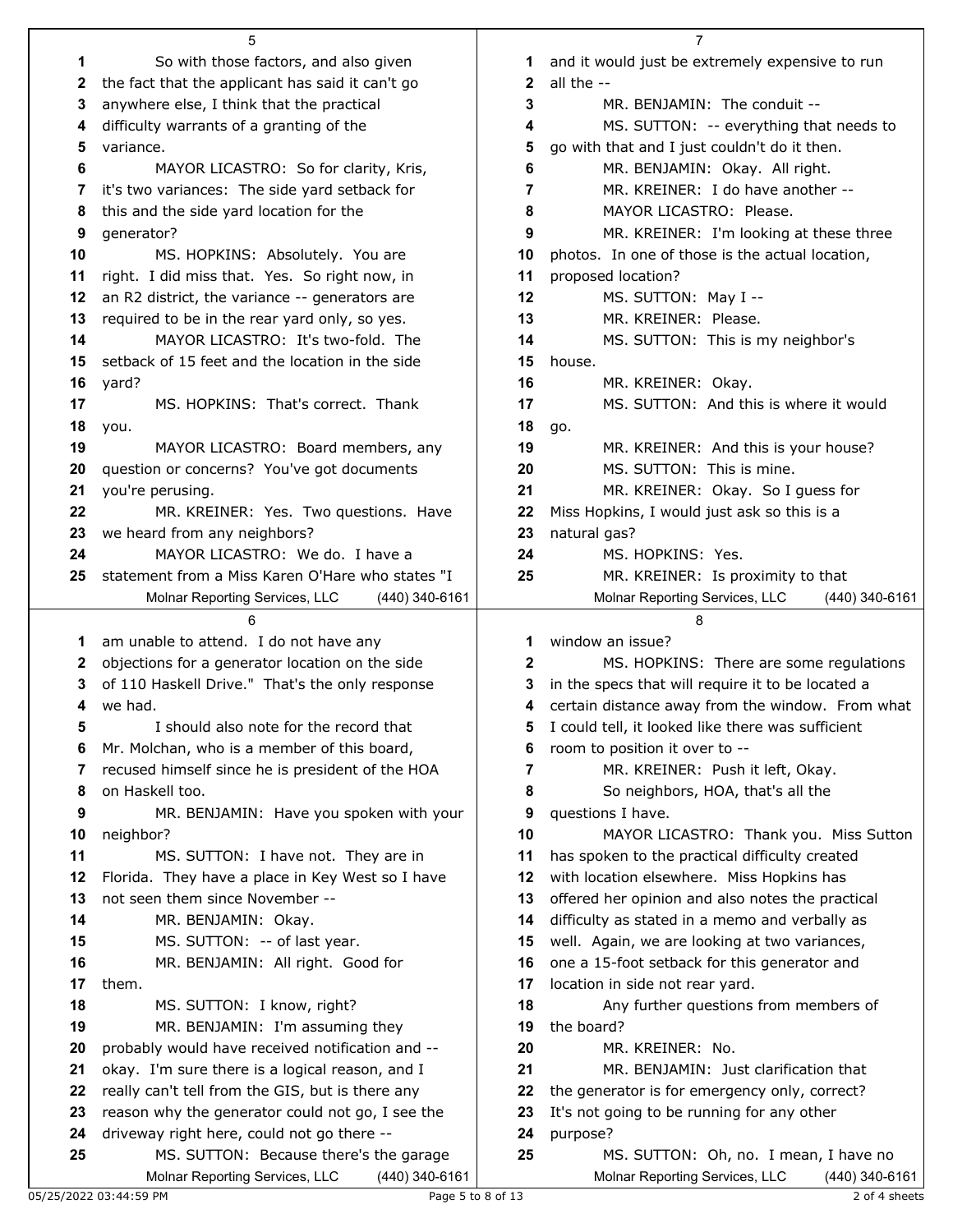So with those factors, and also given the fact that the applicant has said it can't go anywhere else, I think that the practical difficulty warrants of a granting of the variance.

MAYOR LICASTRO: So for clarity, Kris, it's two variances: The side yard setback for this and the side yard location for the generator?

MS. HOPKINS: Absolutely. You are right. I did miss that. Yes. So right now, in an R2 district, the variance -- generators are required to be in the rear yard only, so yes.

MAYOR LICASTRO: It's two-fold. The setback of 15 feet and the location in the side yard?

MS. HOPKINS: That's correct. Thank you.

MAYOR LICASTRO: Board members, any question or concerns? You've got documents you're perusing.

MR. KREINER: Yes. Two questions. Have we heard from any neighbors?

MAYOR LICASTRO: We do. I have a statement from a Miss Karen O'Hare who states "I am unable to attend. I do not have any objections for a generator location on the side of 110 Haskell Drive." That's the only response we had.

I should also note for the record that Mr. Molchan, who is a member of this board, recused himself since he is president of the HOA on Haskell too.

MR. BENJAMIN: Have you spoken with your neighbor?

MS. SUTTON: I have not. They are in Florida. They have a place in Key West so I have not seen them since November --

MR. BENJAMIN: Okay.

MS. SUTTON: -- of last year.

MR. BENJAMIN: All right. Good for them.

MS. SUTTON: I know, right?

MR. BENJAMIN: I'm assuming they probably would have received notification and -- okay. I'm sure there is a logical reason, and I really can't tell from the GIS, but is there any reason why the generator could not go, I see the driveway right here, could not go there --

MS. SUTTON: Because there's the garage and it would just be extremely expensive to run all the --

MR. BENJAMIN: The conduit --

MS. SUTTON: -- everything that needs to go with that and I just couldn't do it then.

MR. BENJAMIN: Okay. All right.

MR. KREINER: I do have another --

MAYOR LICASTRO: Please.

MR. KREINER: I'm looking at these three photos. In one of those is the actual location, proposed location?

MS. SUTTON: May I --

MR. KREINER: Please.

MS. SUTTON: This is my neighbor's house.

MR. KREINER: Okay.

MS. SUTTON: And this is where it would go.

MR. KREINER: And this is your house?

MS. SUTTON: This is mine.

MR. KREINER: Okay. So I guess for Miss Hopkins, I would just ask so this is a natural gas?

MS. HOPKINS: Yes.

MR. KREINER: Is proximity to that window an issue?

MS. HOPKINS: There are some regulations in the specs that will require it to be located a certain distance away from the window. From what I could tell, it looked like there was sufficient room to position it over to --

MR. KREINER: Push it left, Okay.

So neighbors, HOA, that's all the questions I have.

MAYOR LICASTRO: Thank you. Miss Sutton has spoken to the practical difficulty created with location elsewhere. Miss Hopkins has offered her opinion and also notes the practical difficulty as stated in a memo and verbally as well. Again, we are looking at two variances, one a 15-foot setback for this generator and location in side not rear yard.

Any further questions from members of the board?

MR. KREINER: No.

MR. BENJAMIN: Just clarification that the generator is for emergency only, correct? It's not going to be running for any other purpose?

MS. SUTTON: Oh, no. I mean, I have no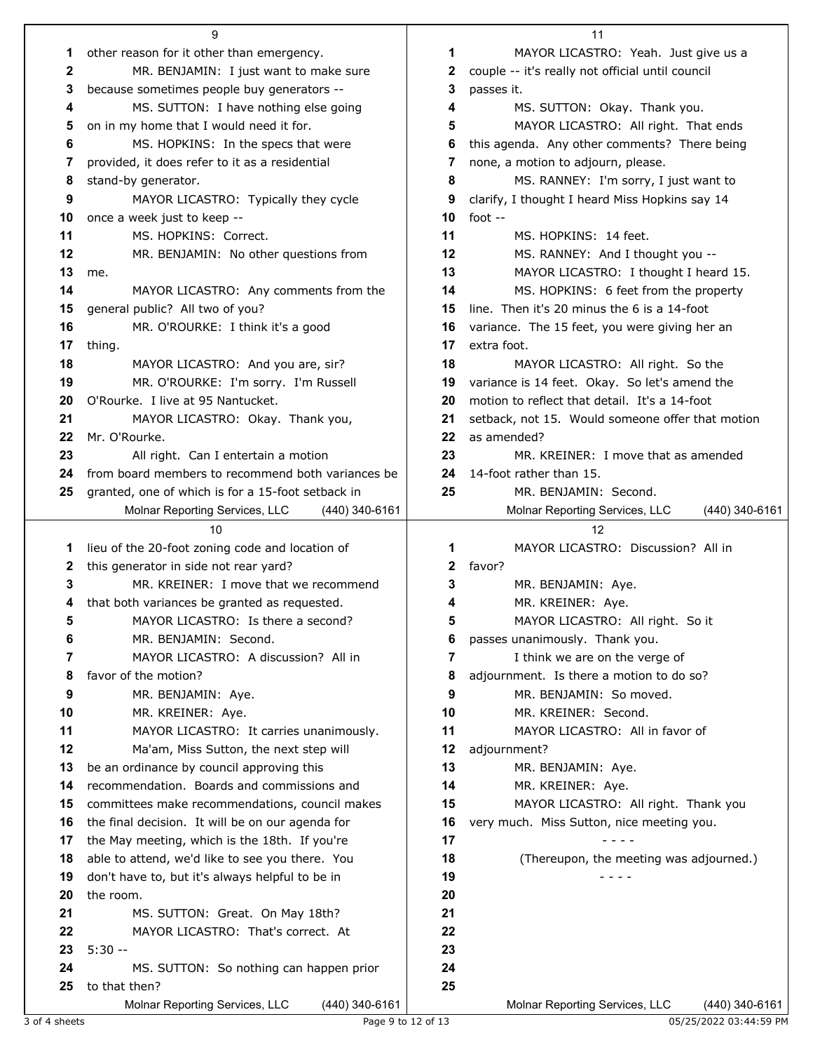other reason for it other than emergency.

MR. BENJAMIN: I just want to make sure because sometimes people buy generators --

MS. SUTTON: I have nothing else going on in my home that I would need it for.

MS. HOPKINS: In the specs that were provided, it does refer to it as a residential stand-by generator.

MAYOR LICASTRO: Typically they cycle once a week just to keep --

MS. HOPKINS: Correct.

MR. BENJAMIN: No other questions from me.

MAYOR LICASTRO: Any comments from the general public? All two of you?

MR. O'ROURKE: I think it's a good thing.

MAYOR LICASTRO: And you are, sir?

MR. O'ROURKE: I'm sorry. I'm Russell O'Rourke. I live at 95 Nantucket.

MAYOR LICASTRO: Okay. Thank you, Mr. O'Rourke.

All right. Can I entertain a motion from board members to recommend both variances be granted, one of which is for a 15-foot setback in lieu of the 20-foot zoning code and location of this generator in side not rear yard?

MR. KREINER: I move that we recommend that both variances be granted as requested.

MAYOR LICASTRO: Is there a second?

MR. BENJAMIN: Second.

MAYOR LICASTRO: A discussion? All in favor of the motion?

MR. BENJAMIN: Aye.

MR. KREINER: Aye.

MAYOR LICASTRO: It carries unanimously.

Ma'am, Miss Sutton, the next step will be an ordinance by council approving this recommendation. Boards and commissions and committees make recommendations, council makes the final decision. It will be on our agenda for the May meeting, which is the 18th. If you're able to attend, we'd like to see you there. You don't have to, but it's always helpful to be in the room.

MS. SUTTON: Great. On May 18th?

MAYOR LICASTRO: That's correct. At 5:30 --

MS. SUTTON: So nothing can happen prior to that then?

MAYOR LICASTRO: Yeah. Just give us a couple -- it's really not official until council passes it.

MS. SUTTON: Okay. Thank you.

MAYOR LICASTRO: All right. That ends this agenda. Any other comments? There being none, a motion to adjourn, please.

MS. RANNEY: I'm sorry, I just want to clarify, I thought I heard Miss Hopkins say 14 foot --

MS. HOPKINS: 14 feet.

MS. RANNEY: And I thought you --

MAYOR LICASTRO: I thought I heard 15.

MS. HOPKINS: 6 feet from the property line. Then it's 20 minus the 6 is a 14-foot variance. The 15 feet, you were giving her an extra foot.

MAYOR LICASTRO: All right. So the variance is 14 feet. Okay. So let's amend the motion to reflect that detail. It's a 14-foot setback, not 15. Would someone offer that motion as amended?

MR. KREINER: I move that as amended 14-foot rather than 15.

MR. BENJAMIN: Second.

MAYOR LICASTRO: Discussion? All in favor?

MR. BENJAMIN: Aye.

MR. KREINER: Aye.

MAYOR LICASTRO: All right. So it passes unanimously. Thank you.

I think we are on the verge of adjournment. Is there a motion to do so?

MR. BENJAMIN: So moved.

MR. KREINER: Second.

MAYOR LICASTRO: All in favor of adjournment?

MR. BENJAMIN: Aye.

MR. KREINER: Aye.

MAYOR LICASTRO: All right. Thank you very much. Miss Sutton, nice meeting you.

- - - -

(Thereupon, the meeting was adjourned.)

- - - -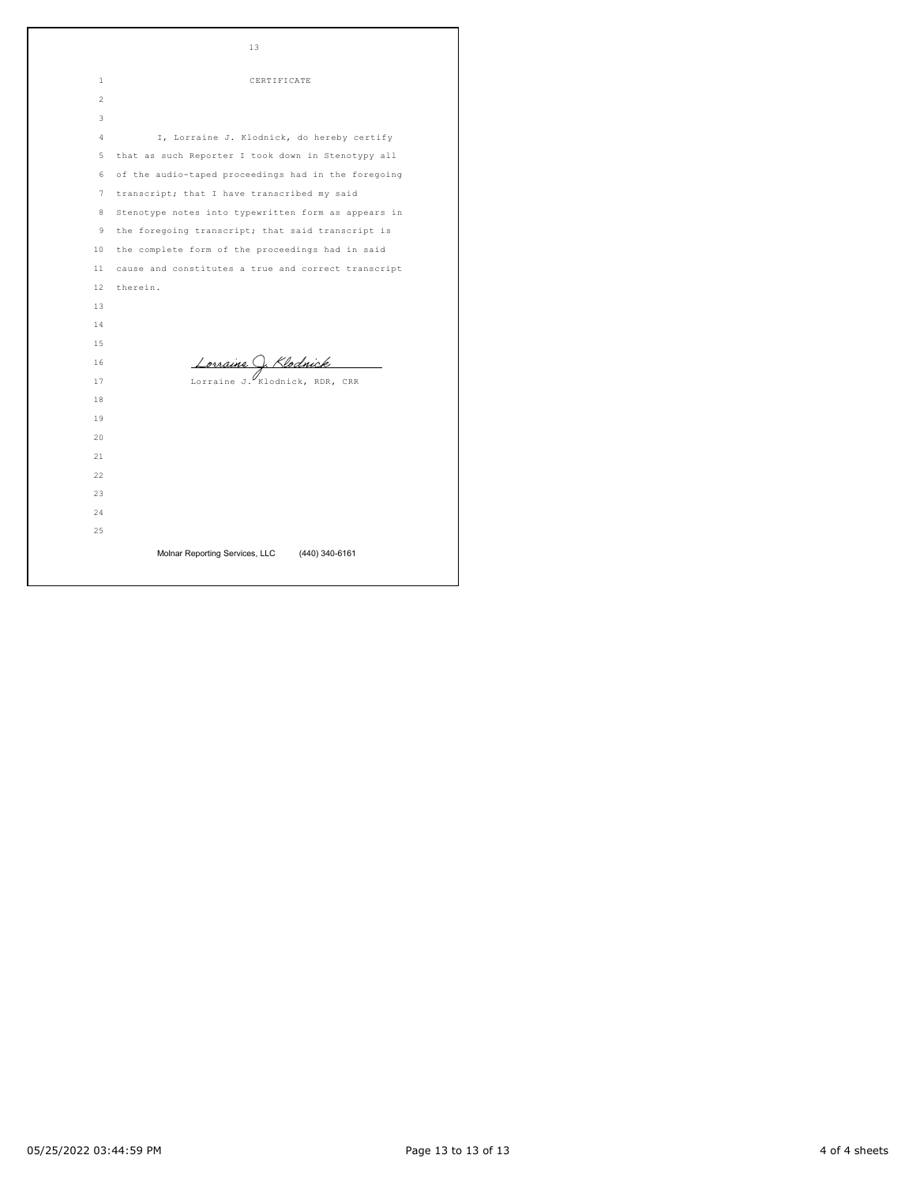# CERTIFICATE

I, Lorraine J. Klodnick, do hereby certify that as such Reporter I took down in Stenotypy all of the audio-taped proceedings had in the foregoing transcript; that I have transcribed my said Stenotype notes into typewritten form as appears in the foregoing transcript; that said transcript is the complete form of the proceedings had in said cause and constitutes a true and correct transcript therein.

*Lorraine J. Klodnick*

Lorraine J. Klodnick, RDR, CRR

Molnar Reporting Services, LLC (440) 340-6161